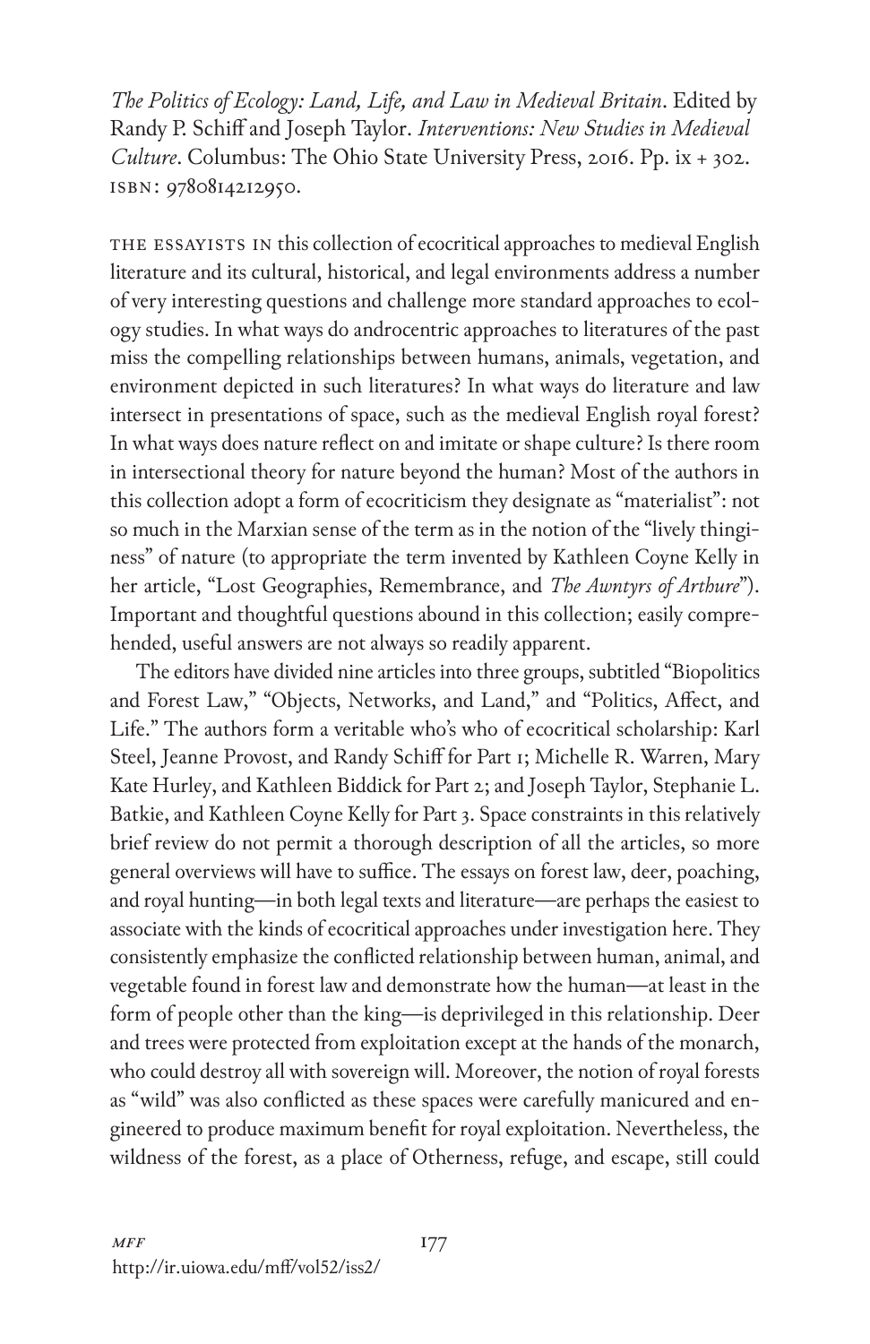*The Politics of Ecology: Land, Life, and Law in Medieval Britain*. Edited by Randy P. Schiff and Joseph Taylor. *Interventions: New Studies in Medieval Culture*. Columbus: The Ohio State University Press, 2016. Pp. ix + 302. ISBN: 9780814212950.

THE ESSAYISTS IN this collection of ecocritical approaches to medieval English literature and its cultural, historical, and legal environments address a number of very interesting questions and challenge more standard approaches to ecology studies. In what ways do androcentric approaches to literatures of the past miss the compelling relationships between humans, animals, vegetation, and environment depicted in such literatures? In what ways do literature and law intersect in presentations of space, such as the medieval English royal forest? In what ways does nature reflect on and imitate or shape culture? Is there room in intersectional theory for nature beyond the human? Most of the authors in this collection adopt a form of ecocriticism they designate as "materialist": not so much in the Marxian sense of the term as in the notion of the "lively thinginess" of nature (to appropriate the term invented by Kathleen Coyne Kelly in her article, "Lost Geographies, Remembrance, and *The Awntyrs of Arthure*"). Important and thoughtful questions abound in this collection; easily comprehended, useful answers are not always so readily apparent.

The editors have divided nine articles into three groups, subtitled "Biopolitics and Forest Law," "Objects, Networks, and Land," and "Politics, Affect, and Life." The authors form a veritable who's who of ecocritical scholarship: Karl Steel, Jeanne Provost, and Randy Schiff for Part 1; Michelle R. Warren, Mary Kate Hurley, and Kathleen Biddick for Part 2; and Joseph Taylor, Stephanie L. Batkie, and Kathleen Coyne Kelly for Part 3. Space constraints in this relatively brief review do not permit a thorough description of all the articles, so more general overviews will have to suffice. The essays on forest law, deer, poaching, and royal hunting—in both legal texts and literature—are perhaps the easiest to associate with the kinds of ecocritical approaches under investigation here. They consistently emphasize the conflicted relationship between human, animal, and vegetable found in forest law and demonstrate how the human—at least in the form of people other than the king—is deprivileged in this relationship. Deer and trees were protected from exploitation except at the hands of the monarch, who could destroy all with sovereign will. Moreover, the notion of royal forests as "wild" was also conflicted as these spaces were carefully manicured and engineered to produce maximum benefit for royal exploitation. Nevertheless, the wildness of the forest, as a place of Otherness, refuge, and escape, still could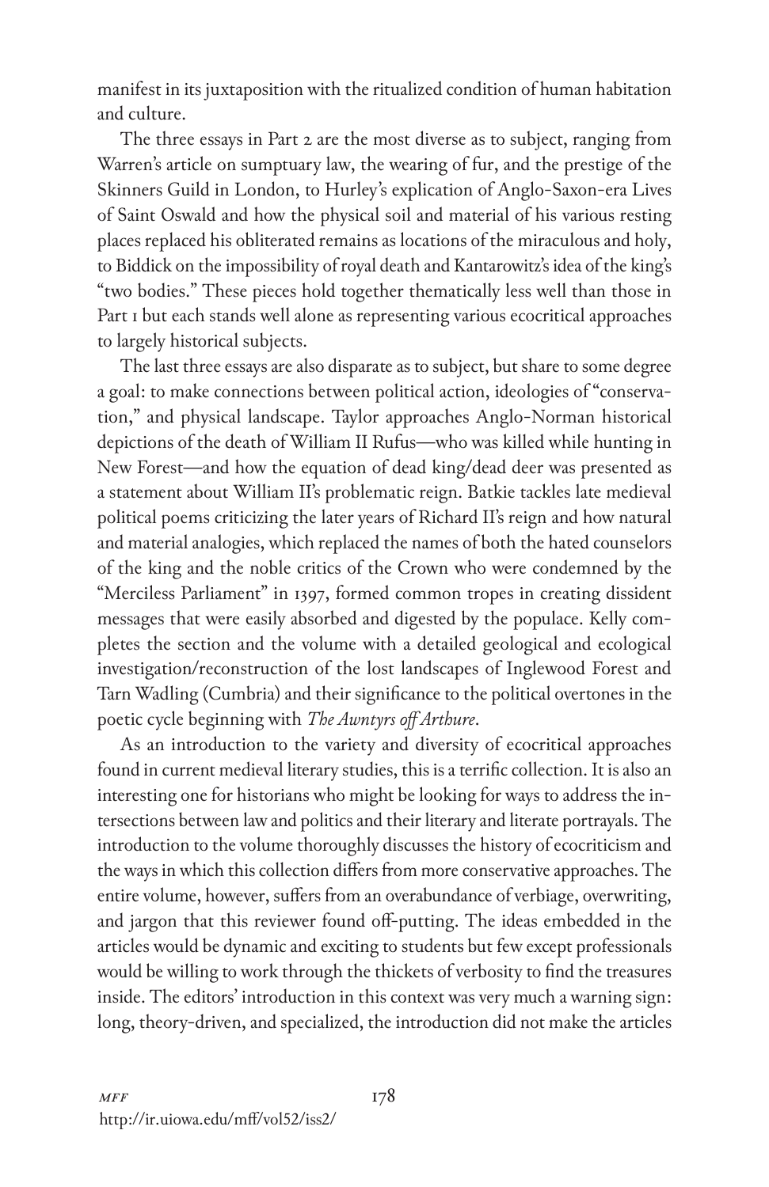manifest in its juxtaposition with the ritualized condition of human habitation and culture.

The three essays in Part 2 are the most diverse as to subject, ranging from Warren's article on sumptuary law, the wearing of fur, and the prestige of the Skinners Guild in London, to Hurley's explication of Anglo-Saxon-era Lives of Saint Oswald and how the physical soil and material of his various resting places replaced his obliterated remains as locations of the miraculous and holy, to Biddick on the impossibility of royal death and Kantarowitz's idea of the king's "two bodies." These pieces hold together thematically less well than those in Part 1 but each stands well alone as representing various ecocritical approaches to largely historical subjects.

The last three essays are also disparate as to subject, but share to some degree a goal: to make connections between political action, ideologies of "conservation," and physical landscape. Taylor approaches Anglo-Norman historical depictions of the death of William II Rufus—who was killed while hunting in New Forest—and how the equation of dead king/dead deer was presented as a statement about William II's problematic reign. Batkie tackles late medieval political poems criticizing the later years of Richard II's reign and how natural and material analogies, which replaced the names of both the hated counselors of the king and the noble critics of the Crown who were condemned by the "Merciless Parliament" in 1397, formed common tropes in creating dissident messages that were easily absorbed and digested by the populace. Kelly completes the section and the volume with a detailed geological and ecological investigation/reconstruction of the lost landscapes of Inglewood Forest and Tarn Wadling (Cumbria) and their significance to the political overtones in the poetic cycle beginning with *The Awntyrs off Arthure*.

As an introduction to the variety and diversity of ecocritical approaches found in current medieval literary studies, this is a terrific collection. It is also an interesting one for historians who might be looking for ways to address the intersections between law and politics and their literary and literate portrayals. The introduction to the volume thoroughly discusses the history of ecocriticism and the ways in which this collection differs from more conservative approaches. The entire volume, however, suffers from an overabundance of verbiage, overwriting, and jargon that this reviewer found off-putting. The ideas embedded in the articles would be dynamic and exciting to students but few except professionals would be willing to work through the thickets of verbosity to find the treasures inside. The editors' introduction in this context was very much a warning sign: long, theory-driven, and specialized, the introduction did not make the articles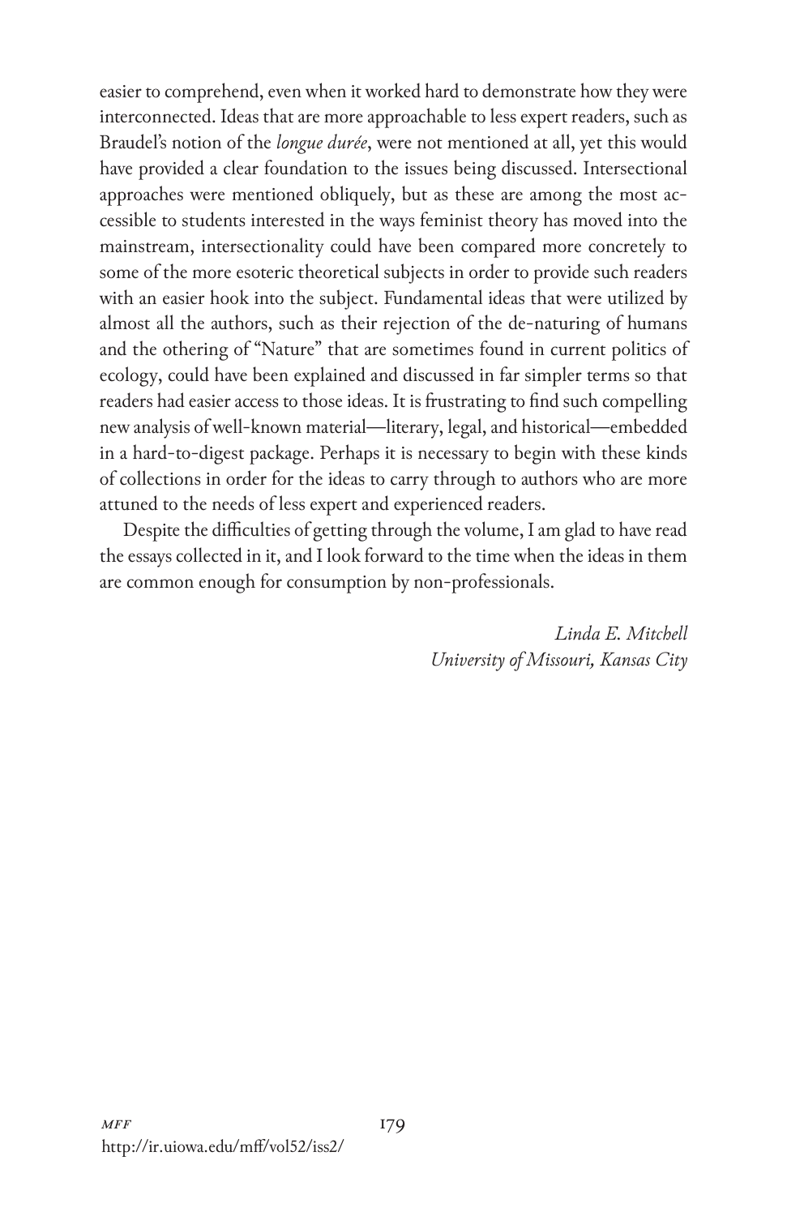easier to comprehend, even when it worked hard to demonstrate how they were interconnected. Ideas that are more approachable to less expert readers, such as Braudel's notion of the *longue durée*, were not mentioned at all, yet this would have provided a clear foundation to the issues being discussed. Intersectional approaches were mentioned obliquely, but as these are among the most accessible to students interested in the ways feminist theory has moved into the mainstream, intersectionality could have been compared more concretely to some of the more esoteric theoretical subjects in order to provide such readers with an easier hook into the subject. Fundamental ideas that were utilized by almost all the authors, such as their rejection of the de-naturing of humans and the othering of "Nature" that are sometimes found in current politics of ecology, could have been explained and discussed in far simpler terms so that readers had easier access to those ideas. It is frustrating to find such compelling new analysis of well-known material—literary, legal, and historical—embedded in a hard-to-digest package. Perhaps it is necessary to begin with these kinds of collections in order for the ideas to carry through to authors who are more attuned to the needs of less expert and experienced readers.

Despite the difficulties of getting through the volume, I am glad to have read the essays collected in it, and I look forward to the time when the ideas in them are common enough for consumption by non-professionals.

*Linda E. Mitchell*
*University of Missouri, Kansas City*